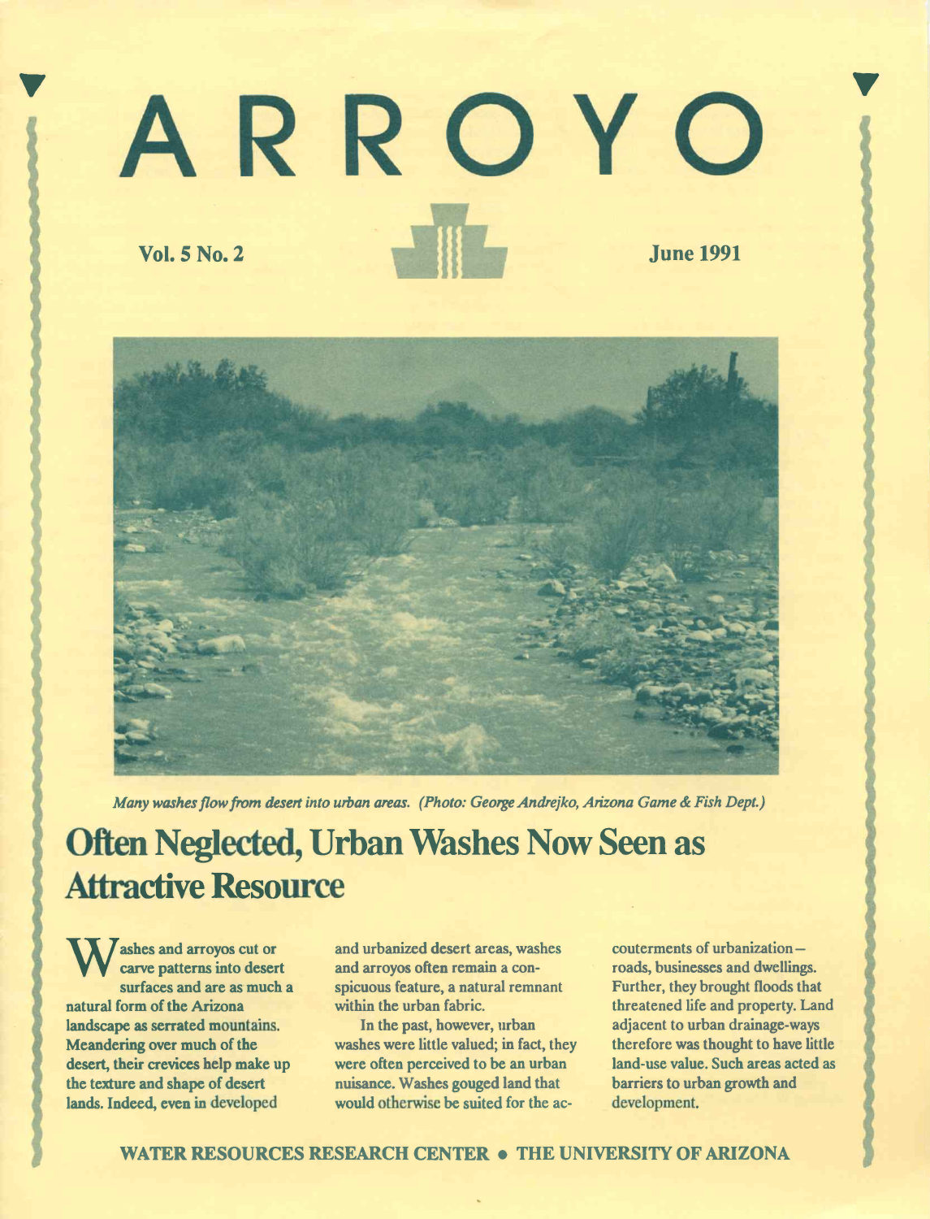# ARROYO

**Vol. 5 No. 2** **June 1991**

*Many washes flow from desert into urban areas. (Photo: George Andrejko, Arizona Game & Fish Dept.)*

## Often Neglected, Urban Washes Now Seen as Attractive Resource

**Washes and arroyos cut or carve patterns into desert surfaces and are as much a natural form of the Arizona landscape as serrated mountains. Meandering over much of the desert, their crevices help make up the texture and shape of desert lands. Indeed, even in developed and urbanized desert areas, washes and arroyos often remain a conspicuous feature, a natural remnant within the urban fabric.**

**In the past, however, urban washes were little valued; in fact, they were often perceived to be an urban nuisance. Washes gouged land that would otherwise be suited for the accouterments of urbanization — roads, businesses and dwellings. Further, they brought floods that threatened life and property. Land adjacent to urban drainage-ways therefore was thought to have little land-use value. Such areas acted as barriers to urban growth and development.**

**WATER RESOURCES RESEARCH CENTER • THE UNIVERSITY OF ARIZONA**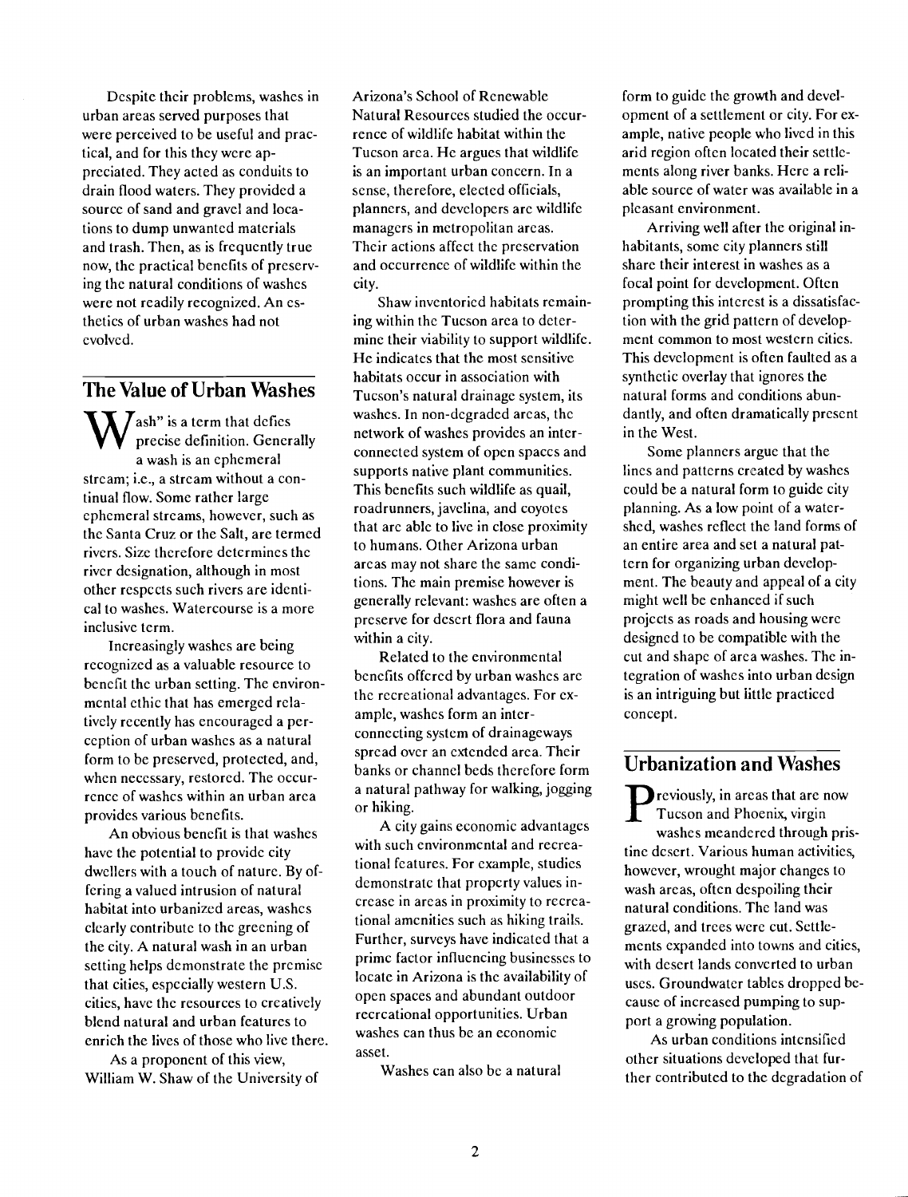Despite their problems, washes in urban areas served purposes that were perceived to be useful and practical, and for this they were appreciated. They acted as conduits to drain flood waters. They provided a source of sand and gravel and locations to dump unwanted materials and trash. Then, as is frequently true now, the practical benefits of preserving the natural conditions of washes were not readily recognized. An esthetics of urban washes had not evolved.

## The Value of Urban Washes

Wash" is a term that defies precise definition. Generally a wash is an ephemeral stream; i.e., a stream without a continual flow. Some rather large ephemeral streams, however, such as the Santa Cruz or the Salt, are termed rivers. Size therefore determines the river designation, although in most other respects such rivers are identical to washes. Watercourse is a more inclusive term.

Increasingly washes are being recognized as a valuable resource to benefit the urban setting. The environmental ethic that has emerged relatively recently has encouraged a perception of urban washes as a natural form to be preserved, protected, and, when necessary, restored. The occurrence of washes within an urban area provides various benefits.

An obvious benefit is that washes have the potential to provide city dwellers with a touch of nature. By offering a valued intrusion of natural habitat into urbanized areas, washes clearly contribute to the greening of the city. A natural wash in an urban setting helps demonstrate the premise that cities, especially western U.S. cities, have the resources to creatively blend natural and urban features to enrich the lives of those who live there.

As a proponent of this view, William W. Shaw of the University of Arizona's School of Renewable Natural Resources studied the occurrence of wildlife habitat within the Tucson area. He argues that wildlife is an important urban concern. In a sense, therefore, elected officials, planners, and developers are wildlife managers in metropolitan areas. Their actions affect the preservation and occurrence of wildlife within the city.

Shaw inventoried habitats remaining within the Tucson area to determine their viability to support wildlife. He indicates that the most sensitive habitats occur in association with Tucson's natural drainage system, its washes. In non-degraded areas, the network of washes provides an interconnected system of open spaces and supports native plant communities. This benefits such wildlife as quail, roadrunners, javelina, and coyotes that are able to live in close proximity to humans. Other Arizona urban areas may not share the same conditions. The main premise however is generally relevant: washes are often a preserve for desert flora and fauna within a city.

Related to the environmental benefits offered by urban washes are the recreational advantages. For example, washes form an interconnecting system of drainageways spread over an extended area. Their banks or channel beds therefore form a natural pathway for walking, jogging or hiking.

A city gains economic advantages with such environmental and recreational features. For example, studies demonstrate that property values increase in areas in proximity to recreational amenities such as hiking trails. Further, surveys have indicated that a prime factor influencing businesses to locate in Arizona is the availability of open spaces and abundant outdoor recreational opportunities. Urban washes can thus be an economic asset.

Washes can also be a natural form to guide the growth and development of a settlement or city. For example, native people who lived in this arid region often located their settlements along river banks. Here a reliable source of water was available in a pleasant environment.

Arriving well after the original inhabitants, some city planners still share their interest in washes as a focal point for development. Often prompting this interest is a dissatisfaction with the grid pattern of development common to most western cities. This development is often faulted as a synthetic overlay that ignores the natural forms and conditions abundantly, and often dramatically present in the West.

Some planners argue that the lines and patterns created by washes could be a natural form to guide city planning. As a low point of a watershed, washes reflect the land forms of an entire area and set a natural pattern for organizing urban development. The beauty and appeal of a city might well be enhanced if such projects as roads and housing were designed to be compatible with the cut and shape of area washes. The integration of washes into urban design is an intriguing but little practiced concept.

## Urbanization and Washes

Previously, in areas that are now Tucson and Phoenix, virgin washes meandered through pristine desert. Various human activities, however, wrought major changes to wash areas, often despoiling their natural conditions. The land was grazed, and trees were cut. Settlements expanded into towns and cities, with desert lands converted to urban uses. Groundwater tables dropped because of increased pumping to support a growing population.

As urban conditions intensified other situations developed that further contributed to the degradation of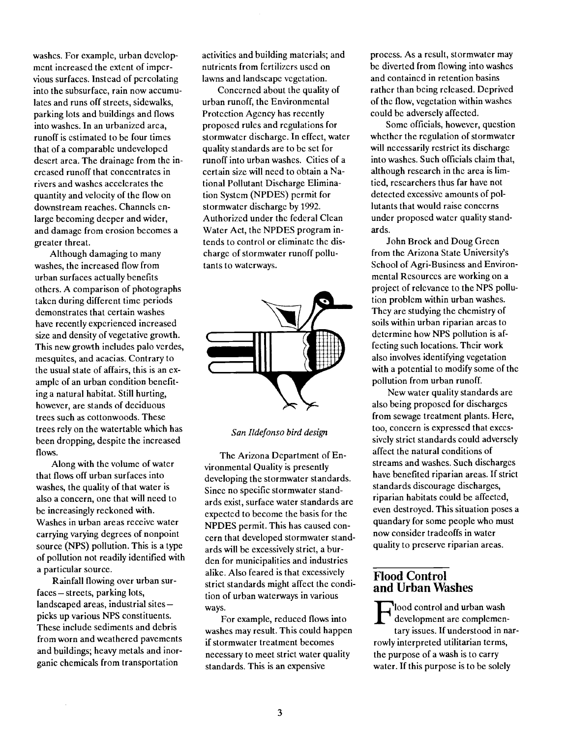washes. For example, urban development increased the extent of impervious surfaces. Instead of percolating into the subsurface, rain now accumulates and runs off streets, sidewalks, parking lots and buildings and flows into washes. In an urbanized area, runoff is estimated to be four times that of a comparable undeveloped desert area. The drainage from the increased runoff that concentrates in rivers and washes accelerates the quantity and velocity of the flow on downstream reaches. Channels enlarge becoming deeper and wider, and damage from erosion becomes a greater threat.

Although damaging to many washes, the increased flow from urban surfaces actually benefits others. A comparison of photographs taken during different time periods demonstrates that certain washes have recently experienced increased size and density of vegetative growth. This new growth includes palo verdes, mesquites, and acacias. Contrary to the usual state of affairs, this is an example of an urban condition benefiting a natural habitat. Still hurting, however, are stands of deciduous trees such as cottonwoods. These trees rely on the watertable which has been dropping, despite the increased flows.

Along with the volume of water that flows off urban surfaces into washes, the quality of that water is also a concern, one that will need to be increasingly reckoned with. Washes in urban areas receive water carrying varying degrees of nonpoint source (NPS) pollution. This is a type of pollution not readily identified with a particular source.

Rainfall flowing over urban surfaces – streets, parking lots, landscaped areas, industrial sites – picks up various NPS constituents. These include sediments and debris from worn and weathered pavements and buildings; heavy metals and inorganic chemicals from transportation activities and building materials; and nutrients from fertilizers used on lawns and landscape vegetation.

Concerned about the quality of urban runoff, the Environmental Protection Agency has recently proposed rules and regulations for stormwater discharge. In effect, water quality standards are to be set for runoff into urban washes. Cities of a certain size will need to obtain a National Pollutant Discharge Elimination System (NPDES) permit for stormwater discharge by 1992. Authorized under the federal Clean Water Act, the NPDES program intends to control or eliminate the discharge of stormwater runoff pollutants to waterways.

*San Ildefonso bird design*

The Arizona Department of Environmental Quality is presently developing the stormwater standards. Since no specific stormwater standards exist, surface water standards are expected to become the basis for the NPDES permit. This has caused concern that developed stormwater standards will be excessively strict, a burden for municipalities and industries alike. Also feared is that excessively strict standards might affect the condition of urban waterways in various ways.

For example, reduced flows into washes may result. This could happen if stormwater treatment becomes necessary to meet strict water quality standards. This is an expensive process. As a result, stormwater may be diverted from flowing into washes and contained in retention basins rather than being released. Deprived of the flow, vegetation within washes could be adversely affected.

Some officials, however, question whether the regulation of stormwater will necessarily restrict its discharge into washes. Such officials claim that, although research in the area is limited, researchers thus far have not detected excessive amounts of pollutants that would raise concerns under proposed water quality standards.

John Brock and Doug Green from the Arizona State University's School of Agri-Business and Environmental Resources are working on a project of relevance to the NPS pollution problem within urban washes. They are studying the chemistry of soils within urban riparian areas to determine how NPS pollution is affecting such locations. Their work also involves identifying vegetation with a potential to modify some of the pollution from urban runoff.

New water quality standards are also being proposed for discharges from sewage treatment plants. Here, too, concern is expressed that excessively strict standards could adversely affect the natural conditions of streams and washes. Such discharges have benefited riparian areas. If strict standards discourage discharges, riparian habitats could be affected, even destroyed. This situation poses a quandary for some people who must now consider tradeoffs in water quality to preserve riparian areas.

## Flood Control and Urban Washes

Flood control and urban wash development are complementary issues. If understood in narrowly interpreted utilitarian terms, the purpose of a wash is to carry water. If this purpose is to be solely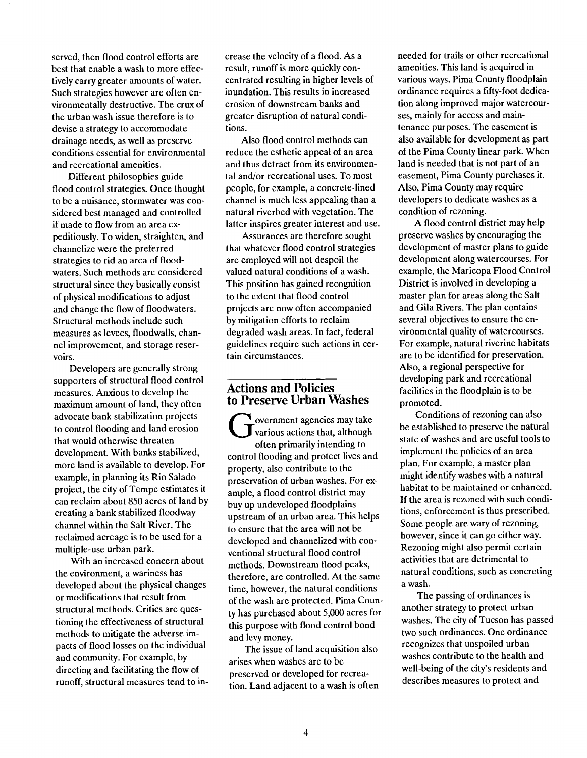served, then flood control efforts are best that enable a wash to more effectively carry greater amounts of water. Such strategies however are often environmentally destructive. The crux of the urban wash issue therefore is to devise a strategy to accommodate drainage needs, as well as preserve conditions essential for environmental and recreational amenities.

Different philosophies guide flood control strategies. Once thought to be a nuisance, stormwater was considered best managed and controlled if made to flow from an area expeditiously. To widen, straighten, and channelize were the preferred strategies to rid an area of floodwaters. Such methods are considered structural since they basically consist of physical modifications to adjust and change the flow of floodwaters. Structural methods include such measures as levees, floodwalls, channel improvement, and storage reservoirs.

Developers are generally strong supporters of structural flood control measures. Anxious to develop the maximum amount of land, they often advocate bank stabilization projects to control flooding and land erosion that would otherwise threaten development. With banks stabilized, more land is available to develop. For example, in planning its Rio Salado project, the city of Tempe estimates it can reclaim about 850 acres of land by creating a bank stabilized floodway channel within the Salt River. The reclaimed acreage is to be used for a multiple-use urban park.

With an increased concern about the environment, a wariness has developed about the physical changes or modifications that result from structural methods. Critics are questioning the effectiveness of structural methods to mitigate the adverse impacts of flood losses on the individual and community. For example, by directing and facilitating the flow of runoff, structural measures tend to increase the velocity of a flood. As a result, runoff is more quickly concentrated resulting in higher levels of inundation. This results in increased erosion of downstream banks and greater disruption of natural conditions.

Also flood control methods can reduce the esthetic appeal of an area and thus detract from its environmental and/or recreational uses. To most people, for example, a concrete-lined channel is much less appealing than a natural riverbed with vegetation. The latter inspires greater interest and use.

Assurances are therefore sought that whatever flood control strategies are employed will not despoil the valued natural conditions of a wash. This position has gained recognition to the extent that flood control projects are now often accompanied by mitigation efforts to reclaim degraded wash areas. In fact, federal guidelines require such actions in certain circumstances.

## Actions and Policies to Preserve Urban Washes

Government agencies may take various actions that, although often primarily intending to control flooding and protect lives and property, also contribute to the preservation of urban washes. For example, a flood control district may buy up undeveloped floodplains upstream of an urban area. This helps to ensure that the area will not be developed and channelized with conventional structural flood control methods. Downstream flood peaks, therefore, are controlled. At the same time, however, the natural conditions of the wash are protected. Pima County has purchased about 5,000 acres for this purpose with flood control bond and levy money.

The issue of land acquisition also arises when washes are to be preserved or developed for recreation. Land adjacent to a wash is often needed for trails or other recreational amenities. This land is acquired in various ways. Pima County floodplain ordinance requires a fifty-foot dedication along improved major watercourses, mainly for access and maintenance purposes. The easement is also available for development as part of the Pima County linear park. When land is needed that is not part of an easement, Pima County purchases it. Also, Pima County may require developers to dedicate washes as a condition of rezoning.

A flood control district may help preserve washes by encouraging the development of master plans to guide development along watercourses. For example, the Maricopa Flood Control District is involved in developing a master plan for areas along the Salt and Gila Rivers. The plan contains several objectives to ensure the environmental quality of watercourses. For example, natural riverine habitats are to be identified for preservation. Also, a regional perspective for developing park and recreational facilities in the floodplain is to be promoted.

Conditions of rezoning can also be established to preserve the natural state of washes and are useful tools to implement the policies of an area plan. For example, a master plan might identify washes with a natural habitat to be maintained or enhanced. If the area is rezoned with such conditions, enforcement is thus prescribed. Some people are wary of rezoning, however, since it can go either way. Rezoning might also permit certain activities that are detrimental to natural conditions, such as concreting a wash.

The passing of ordinances is another strategy to protect urban washes. The city of Tucson has passed two such ordinances. One ordinance recognizes that unspoiled urban washes contribute to the health and well-being of the city's residents and describes measures to protect and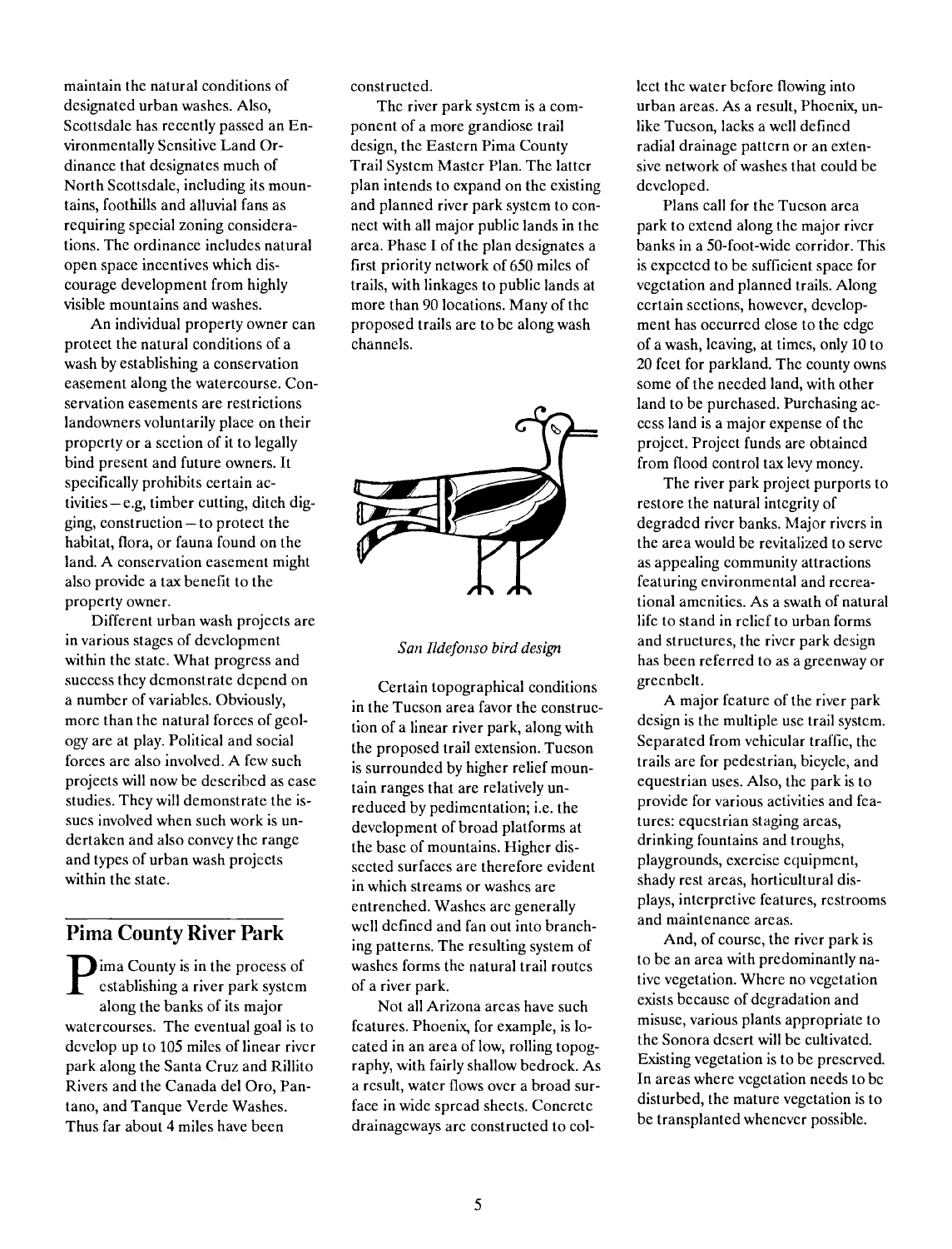maintain the natural conditions of designated urban washes. Also, Scottsdale has recently passed an Environmentally Sensitive Land Ordinance that designates much of North Scottsdale, including its mountains, foothills and alluvial fans as requiring special zoning considerations. The ordinance includes natural open space incentives which discourage development from highly visible mountains and washes.

An individual property owner can protect the natural conditions of a wash by establishing a conservation easement along the watercourse. Conservation easements are restrictions landowners voluntarily place on their property or a section of it to legally bind present and future owners. It specifically prohibits certain activities – e.g, timber cutting, ditch digging, construction – to protect the habitat, flora, or fauna found on the land. A conservation easement might also provide a tax benefit to the property owner.

Different urban wash projects are in various stages of development within the state. What progress and success they demonstrate depend on a number of variables. Obviously, more than the natural forces of geology are at play. Political and social forces are also involved. A few such projects will now be described as case studies. They will demonstrate the issues involved when such work is undertaken and also convey the range and types of urban wash projects within the state.

## Pima County River Park

Pima County is in the process of establishing a river park system along the banks of its major watercourses. The eventual goal is to develop up to 105 miles of linear river park along the Santa Cruz and Rillito Rivers and the Canada del Oro, Pantano, and Tanque Verde Washes. Thus far about 4 miles have been constructed.

The river park system is a component of a more grandiose trail design, the Eastern Pima County Trail System Master Plan. The latter plan intends to expand on the existing and planned river park system to connect with all major public lands in the area. Phase I of the plan designates a first priority network of 650 miles of trails, with linkages to public lands at more than 90 locations. Many of the proposed trails are to be along wash channels.

*San Ildefonso bird design*

Certain topographical conditions in the Tucson area favor the construction of a linear river park, along with the proposed trail extension. Tucson is surrounded by higher relief mountain ranges that are relatively unreduced by pedimentation; i.e. the development of broad platforms at the base of mountains. Higher dissected surfaces are therefore evident in which streams or washes are entrenched. Washes are generally well defined and fan out into branching patterns. The resulting system of washes forms the natural trail routes of a river park.

Not all Arizona areas have such features. Phoenix, for example, is located in an area of low, rolling topography, with fairly shallow bedrock. As a result, water flows over a broad surface in wide spread sheets. Concrete drainageways are constructed to collect the water before flowing into urban areas. As a result, Phoenix, unlike Tucson, lacks a well defined radial drainage pattern or an extensive network of washes that could be developed.

Plans call for the Tucson area park to extend along the major river banks in a 50-foot-wide corridor. This is expected to be sufficient space for vegetation and planned trails. Along certain sections, however, development has occurred close to the edge of a wash, leaving, at times, only 10 to 20 feet for parkland. The county owns some of the needed land, with other land to be purchased. Purchasing access land is a major expense of the project. Project funds are obtained from flood control tax levy money.

The river park project purports to restore the natural integrity of degraded river banks. Major rivers in the area would be revitalized to serve as appealing community attractions featuring environmental and recreational amenities. As a swath of natural life to stand in relief to urban forms and structures, the river park design has been referred to as a greenway or greenbelt.

A major feature of the river park design is the multiple use trail system. Separated from vehicular traffic, the trails are for pedestrian, bicycle, and equestrian uses. Also, the park is to provide for various activities and features: equestrian staging areas, drinking fountains and troughs, playgrounds, exercise equipment, shady rest areas, horticultural displays, interpretive features, restrooms and maintenance areas.

And, of course, the river park is to be an area with predominantly native vegetation. Where no vegetation exists because of degradation and misuse, various plants appropriate to the Sonora desert will be cultivated. Existing vegetation is to be preserved. In areas where vegetation needs to be disturbed, the mature vegetation is to be transplanted whenever possible.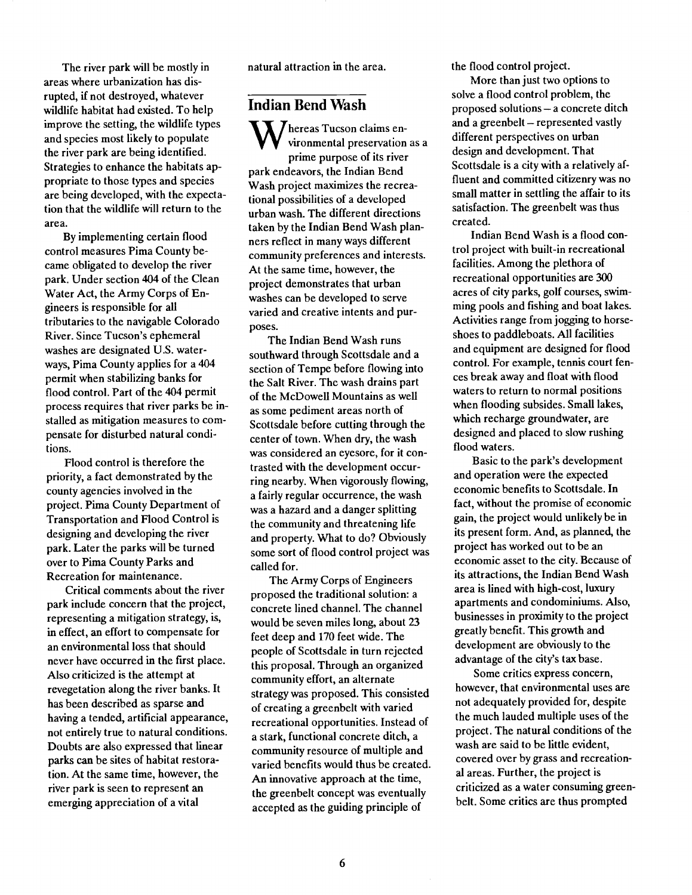The river park will be mostly in areas where urbanization has disrupted, if not destroyed, whatever wildlife habitat had existed. To help improve the setting, the wildlife types and species most likely to populate the river park are being identified. Strategies to enhance the habitats appropriate to those types and species are being developed, with the expectation that the wildlife will return to the area.

By implementing certain flood control measures Pima County became obligated to develop the river park. Under section 404 of the Clean Water Act, the Army Corps of Engineers is responsible for all tributaries to the navigable Colorado River. Since Tucson's ephemeral washes are designated U.S. waterways, Pima County applies for a 404 permit when stabilizing banks for flood control. Part of the 404 permit process requires that river parks be installed as mitigation measures to compensate for disturbed natural conditions.

Flood control is therefore the priority, a fact demonstrated by the county agencies involved in the project. Pima County Department of Transportation and Flood Control is designing and developing the river park. Later the parks will be turned over to Pima County Parks and Recreation for maintenance.

Critical comments about the river park include concern that the project, representing a mitigation strategy, is, in effect, an effort to compensate for an environmental loss that should never have occurred in the first place. Also criticized is the attempt at revegetation along the river banks. It has been described as sparse and having a tended, artificial appearance, not entirely true to natural conditions. Doubts are also expressed that linear parks can be sites of habitat restoration. At the same time, however, the river park is seen to represent an emerging appreciation of a vital natural attraction in the area.

## Indian Bend Wash

Whereas Tucson claims environmental preservation as a prime purpose of its river park endeavors, the Indian Bend Wash project maximizes the recreational possibilities of a developed urban wash. The different directions taken by the Indian Bend Wash planners reflect in many ways different community preferences and interests. At the same time, however, the project demonstrates that urban washes can be developed to serve varied and creative intents and purposes.

The Indian Bend Wash runs southward through Scottsdale and a section of Tempe before flowing into the Salt River. The wash drains part of the McDowell Mountains as well as some pediment areas north of Scottsdale before cutting through the center of town. When dry, the wash was considered an eyesore, for it contrasted with the development occurring nearby. When vigorously flowing, a fairly regular occurrence, the wash was a hazard and a danger splitting the community and threatening life and property. What to do? Obviously some sort of flood control project was called for.

The Army Corps of Engineers proposed the traditional solution: a concrete lined channel. The channel would be seven miles long, about 23 feet deep and 170 feet wide. The people of Scottsdale in turn rejected this proposal. Through an organized community effort, an alternate strategy was proposed. This consisted of creating a greenbelt with varied recreational opportunities. Instead of a stark, functional concrete ditch, a community resource of multiple and varied benefits would thus be created. An innovative approach at the time, the greenbelt concept was eventually accepted as the guiding principle of the flood control project.

More than just two options to solve a flood control problem, the proposed solutions – a concrete ditch and a greenbelt – represented vastly different perspectives on urban design and development. That Scottsdale is a city with a relatively affluent and committed citizenry was no small matter in settling the affair to its satisfaction. The greenbelt was thus created.

Indian Bend Wash is a flood control project with built-in recreational facilities. Among the plethora of recreational opportunities are 300 acres of city parks, golf courses, swimming pools and fishing and boat lakes. Activities range from jogging to horseshoes to paddleboats. All facilities and equipment are designed for flood control. For example, tennis court fences break away and float with flood waters to return to normal positions when flooding subsides. Small lakes, which recharge groundwater, are designed and placed to slow rushing flood waters.

Basic to the park's development and operation were the expected economic benefits to Scottsdale. In fact, without the promise of economic gain, the project would unlikely be in its present form. And, as planned, the project has worked out to be an economic asset to the city. Because of its attractions, the Indian Bend Wash area is lined with high-cost, luxury apartments and condominiums. Also, businesses in proximity to the project greatly benefit. This growth and development are obviously to the advantage of the city's tax base.

Some critics express concern, however, that environmental uses are not adequately provided for, despite the much lauded multiple uses of the project. The natural conditions of the wash are said to be little evident, covered over by grass and recreational areas. Further, the project is criticized as a water consuming greenbelt. Some critics are thus prompted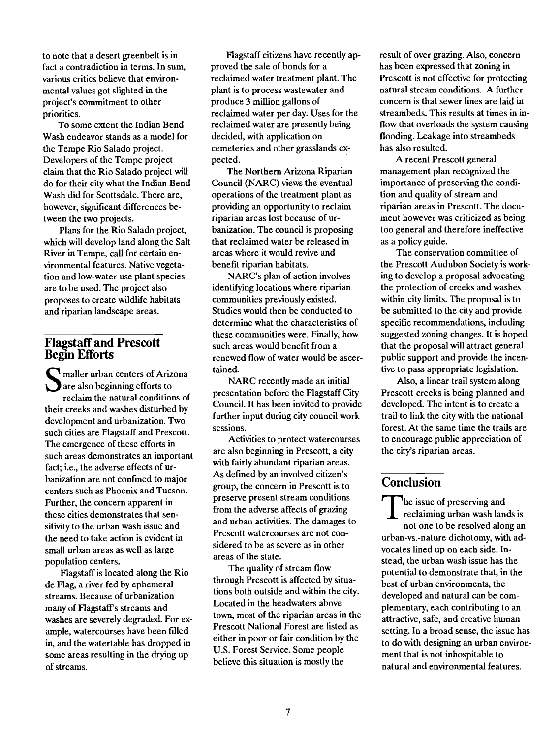to note that a desert greenbelt is in fact a contradiction in terms. In sum, various critics believe that environmental values got slighted in the project's commitment to other priorities.

To some extent the Indian Bend Wash endeavor stands as a model for the Tempe Rio Salado project. Developers of the Tempe project claim that the Rio Salado project will do for their city what the Indian Bend Wash did for Scottsdale. There are, however, significant differences between the two projects.

Plans for the Rio Salado project, which will develop land along the Salt River in Tempe, call for certain environmental features. Native vegetation and low-water use plant species are to be used. The project also proposes to create wildlife habitats and riparian landscape areas.

## Flagstaff and Prescott Begin Efforts

Smaller urban centers of Arizona are also beginning efforts to reclaim the natural conditions of their creeks and washes disturbed by development and urbanization. Two such cities are Flagstaff and Prescott. The emergence of these efforts in such areas demonstrates an important fact; i.e., the adverse effects of urbanization are not confined to major centers such as Phoenix and Tucson. Further, the concern apparent in these cities demonstrates that sensitivity to the urban wash issue and the need to take action is evident in small urban areas as well as large population centers.

Flagstaff is located along the Rio de Flag, a river fed by ephemeral streams. Because of urbanization many of Flagstaff's streams and washes are severely degraded. For example, watercourses have been filled in, and the watertable has dropped in some areas resulting in the drying up of streams.

Flagstaff citizens have recently approved the sale of bonds for a reclaimed water treatment plant. The plant is to process wastewater and produce 3 million gallons of reclaimed water per day. Uses for the reclaimed water are presently being decided, with application on cemeteries and other grasslands expected.

The Northern Arizona Riparian Council (NARC) views the eventual operations of the treatment plant as providing an opportunity to reclaim riparian areas lost because of urbanization. The council is proposing that reclaimed water be released in areas where it would revive and benefit riparian habitats.

NARC's plan of action involves identifying locations where riparian communities previously existed. Studies would then be conducted to determine what the characteristics of these communities were. Finally, how such areas would benefit from a renewed flow of water would be ascertained.

NARC recently made an initial presentation before the Flagstaff City Council. It has been invited to provide further input during city council work sessions.

Activities to protect watercourses are also beginning in Prescott, a city with fairly abundant riparian areas. As defined by an involved citizen's group, the concern in Prescott is to preserve present stream conditions from the adverse affects of grazing and urban activities. The damages to Prescott watercourses are not considered to be as severe as in other areas of the state.

The quality of stream flow through Prescott is affected by situations both outside and within the city. Located in the headwaters above town, most of the riparian areas in the Prescott National Forest are listed as either in poor or fair condition by the U.S. Forest Service. Some people believe this situation is mostly the result of over grazing. Also, concern has been expressed that zoning in Prescott is not effective for protecting natural stream conditions. A further concern is that sewer lines are laid in streambeds. This results at times in inflow that overloads the system causing flooding. Leakage into streambeds has also resulted.

A recent Prescott general management plan recognized the importance of preserving the condition and quality of stream and riparian areas in Prescott. The document however was criticized as being too general and therefore ineffective as a policy guide.

The conservation committee of the Prescott Audubon Society is working to develop a proposal advocating the protection of creeks and washes within city limits. The proposal is to be submitted to the city and provide specific recommendations, including suggested zoning changes. It is hoped that the proposal will attract general public support and provide the incentive to pass appropriate legislation.

Also, a linear trail system along Prescott creeks is being planned and developed. The intent is to create a trail to link the city with the national forest. At the same time the trails are to encourage public appreciation of the city's riparian areas.

## Conclusion

The issue of preserving and reclaiming urban wash lands is not one to be resolved along an urban-vs.-nature dichotomy, with advocates lined up on each side. Instead, the urban wash issue has the potential to demonstrate that, in the best of urban environments, the developed and natural can be complementary, each contributing to an attractive, safe, and creative human setting. In a broad sense, the issue has to do with designing an urban environment that is not inhospitable to natural and environmental features.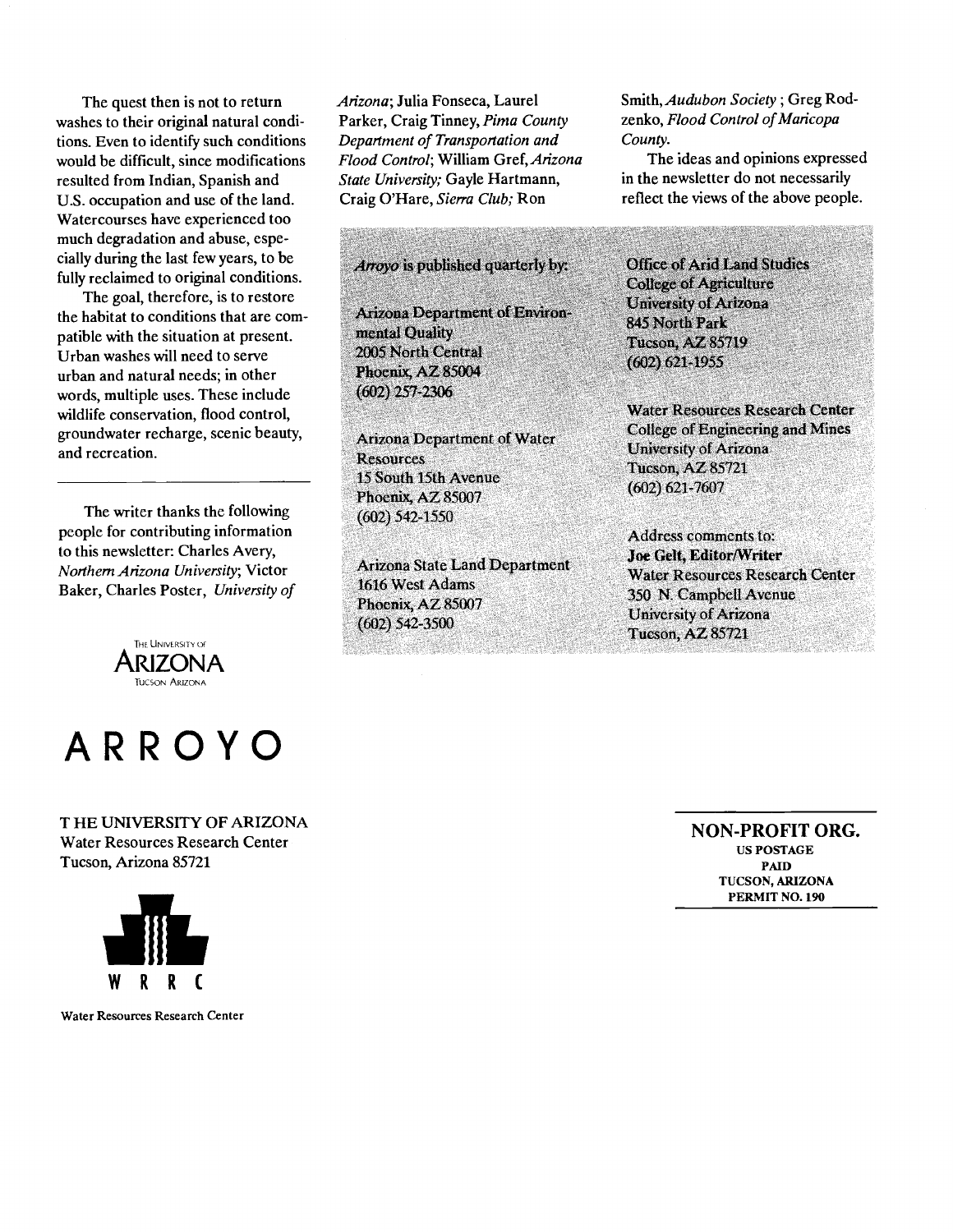The quest then is not to return washes to their original natural conditions. Even to identify such conditions would be difficult, since modifications resulted from Indian, Spanish and U.S. occupation and use of the land. Watercourses have experienced too much degradation and abuse, especially during the last few years, to be fully reclaimed to original conditions.

The goal, therefore, is to restore the habitat to conditions that are compatible with the situation at present. Urban washes will need to serve urban and natural needs; in other words, multiple uses. These include wildlife conservation, flood control, groundwater recharge, scenic beauty, and recreation.

---

The writer thanks the following people for contributing information to this newsletter: Charles Avery, *Northern Arizona University*; Victor Baker, Charles Poster, *University of Arizona*; Julia Fonseca, Laurel Parker, Craig Tinney, *Pima County Department of Transportation and Flood Control*; William Gref, *Arizona State University*; Gayle Hartmann, Craig O'Hare, *Sierra Club*; Ron Smith, *Audubon Society*; Greg Rodzenko, *Flood Control of Maricopa County*.

The ideas and opinions expressed in the newsletter do not necessarily reflect the views of the above people.

*Arroyo* is published quarterly by:

Arizona Department of Environmental Quality
2005 North Central
Phoenix, AZ 85004
(602) 257-2306

Arizona Department of Water Resources
15 South 15th Avenue
Phoenix, AZ 85007
(602) 542-1550

Arizona State Land Department
1616 West Adams
Phoenix, AZ 85007
(602) 542-3500

Office of Arid Land Studies
College of Agriculture
University of Arizona
845 North Park
Tucson, AZ 85719
(602) 621-1955

Water Resources Research Center
College of Engineering and Mines
University of Arizona
Tucson, AZ 85721
(602) 621-7607

Address comments to:
**Joe Gelt, Editor/Writer**
Water Resources Research Center
350 N. Campbell Avenue
University of Arizona
Tucson, AZ 85721

THE UNIVERSITY OF ARIZONA
TUCSON ARIZONA

# ARROYO

THE UNIVERSITY OF ARIZONA
Water Resources Research Center
Tucson, Arizona 85721

W R R C

Water Resources Research Center

**NON-PROFIT ORG.**
**US POSTAGE**
**PAID**
**TUCSON, ARIZONA**
**PERMIT NO. 190**